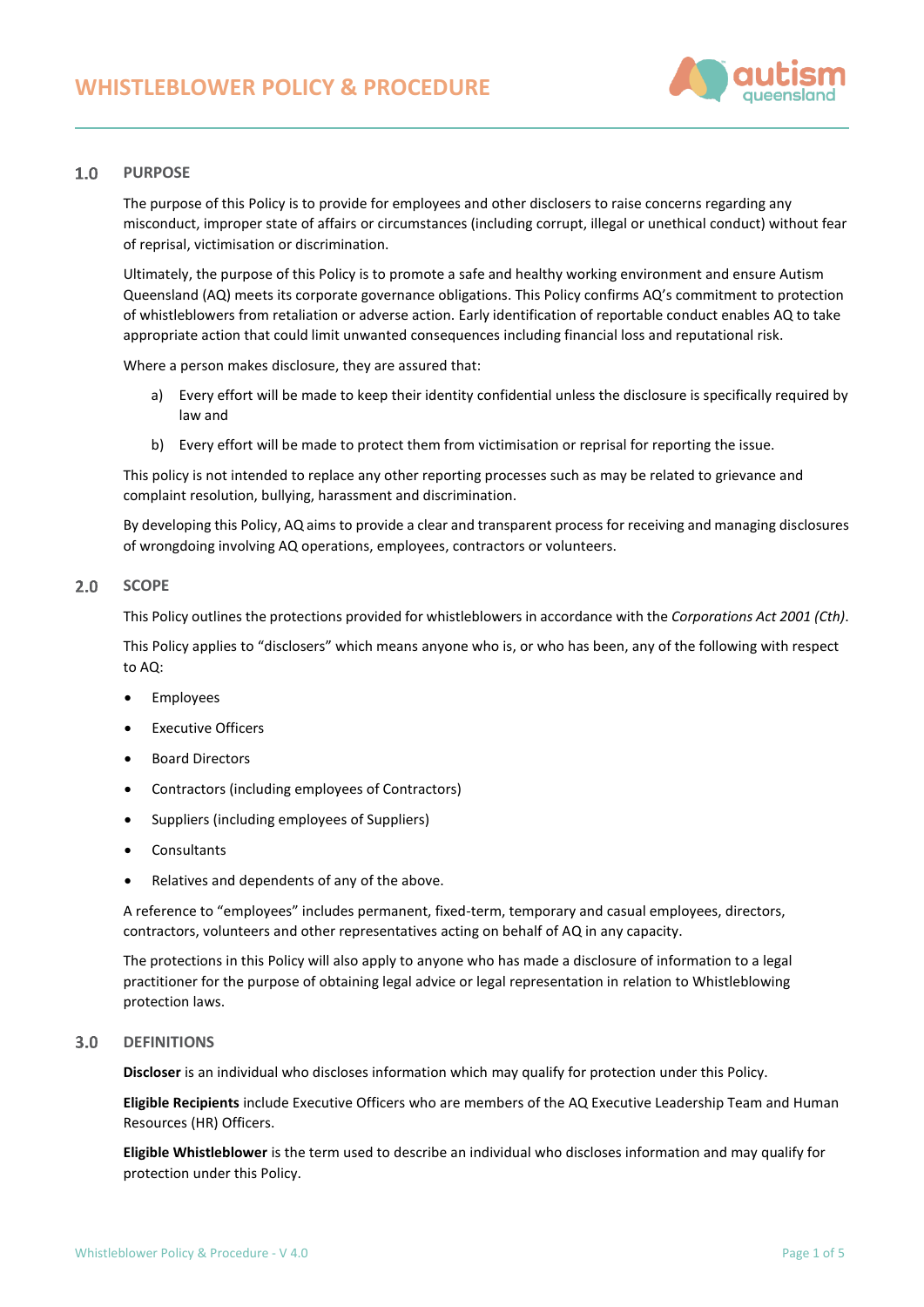# WHISTLEBLOWER POLICY & PROCEDURE

## 1.0 PURPOSE

The purpose of this Policy is to provide for employees and other disclosers to raise concerns regarding any misconduct, improper state of affairs or circumstances (including corrupt, illegal or unethical conduct) without fear of reprisal, victimisation or discrimination.

Ultimately, the purpose of this Policy is to promote a safe and healthy working environment and ensure Autism Queensland (AQ) meets its corporate governance obligations. This Policy confirms AQ's commitment to protection of whistleblowers from retaliation or adverse action. Early identification of reportable conduct enables AQ to take appropriate action that could limit unwanted consequences including financial loss and reputational risk.

Where a person makes disclosure, they are assured that:

a) Every effort will be made to keep their identity confidential unless the disclosure is specifically required by law and

b) Every effort will be made to protect them from victimisation or reprisal for reporting the issue.

This policy is not intended to replace any other reporting processes such as may be related to grievance and complaint resolution, bullying, harassment and discrimination.

By developing this Policy, AQ aims to provide a clear and transparent process for receiving and managing disclosures of wrongdoing involving AQ operations, employees, contractors or volunteers.

## 2.0 SCOPE

This Policy outlines the protections provided for whistleblowers in accordance with the *Corporations Act 2001 (Cth)*.

This Policy applies to "disclosers" which means anyone who is, or who has been, any of the following with respect to AQ:

- Employees
- Executive Officers
- Board Directors
- Contractors (including employees of Contractors)
- Suppliers (including employees of Suppliers)
- Consultants
- Relatives and dependents of any of the above.

A reference to "employees" includes permanent, fixed-term, temporary and casual employees, directors, contractors, volunteers and other representatives acting on behalf of AQ in any capacity.

The protections in this Policy will also apply to anyone who has made a disclosure of information to a legal practitioner for the purpose of obtaining legal advice or legal representation in relation to Whistleblowing protection laws.

## 3.0 DEFINITIONS

**Discloser** is an individual who discloses information which may qualify for protection under this Policy.

**Eligible Recipients** include Executive Officers who are members of the AQ Executive Leadership Team and Human Resources (HR) Officers.

**Eligible Whistleblower** is the term used to describe an individual who discloses information and may qualify for protection under this Policy.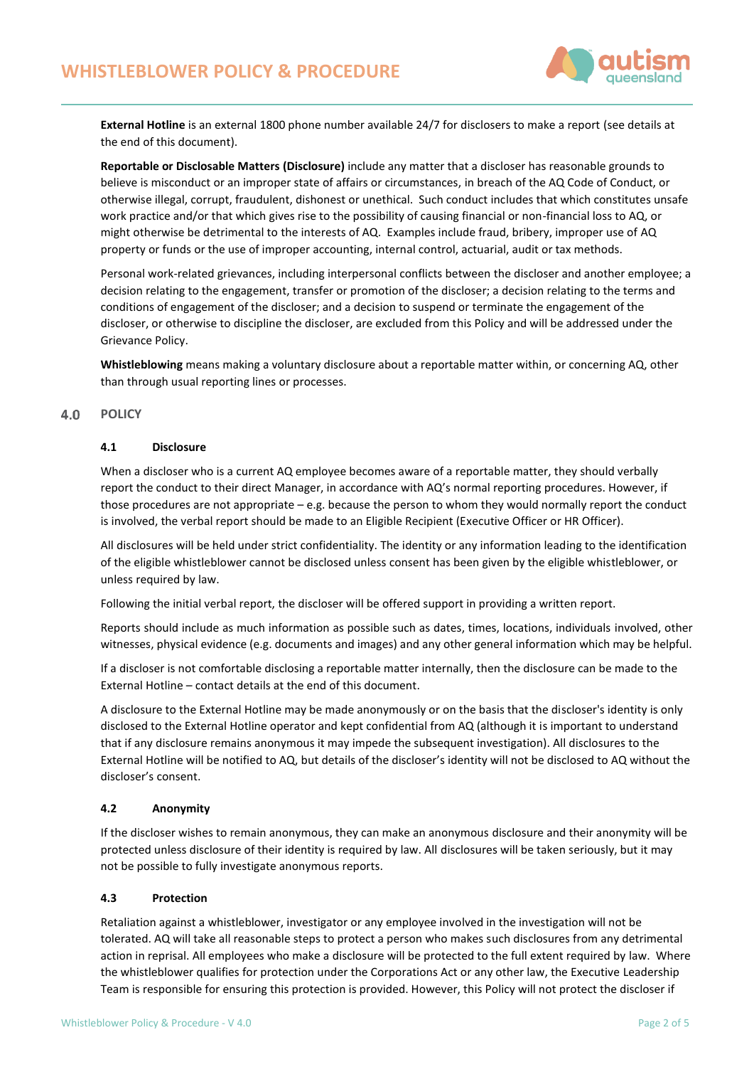**External Hotline** is an external 1800 phone number available 24/7 for disclosers to make a report (see details at the end of this document).

**Reportable or Disclosable Matters (Disclosure)** include any matter that a discloser has reasonable grounds to believe is misconduct or an improper state of affairs or circumstances, in breach of the AQ Code of Conduct, or otherwise illegal, corrupt, fraudulent, dishonest or unethical. Such conduct includes that which constitutes unsafe work practice and/or that which gives rise to the possibility of causing financial or non-financial loss to AQ, or might otherwise be detrimental to the interests of AQ. Examples include fraud, bribery, improper use of AQ property or funds or the use of improper accounting, internal control, actuarial, audit or tax methods.

Personal work-related grievances, including interpersonal conflicts between the discloser and another employee; a decision relating to the engagement, transfer or promotion of the discloser; a decision relating to the terms and conditions of engagement of the discloser; and a decision to suspend or terminate the engagement of the discloser, or otherwise to discipline the discloser, are excluded from this Policy and will be addressed under the Grievance Policy.

**Whistleblowing** means making a voluntary disclosure about a reportable matter within, or concerning AQ, other than through usual reporting lines or processes.

## 4.0 POLICY

### 4.1 Disclosure

When a discloser who is a current AQ employee becomes aware of a reportable matter, they should verbally report the conduct to their direct Manager, in accordance with AQ's normal reporting procedures. However, if those procedures are not appropriate – e.g. because the person to whom they would normally report the conduct is involved, the verbal report should be made to an Eligible Recipient (Executive Officer or HR Officer).

All disclosures will be held under strict confidentiality. The identity or any information leading to the identification of the eligible whistleblower cannot be disclosed unless consent has been given by the eligible whistleblower, or unless required by law.

Following the initial verbal report, the discloser will be offered support in providing a written report.

Reports should include as much information as possible such as dates, times, locations, individuals involved, other witnesses, physical evidence (e.g. documents and images) and any other general information which may be helpful.

If a discloser is not comfortable disclosing a reportable matter internally, then the disclosure can be made to the External Hotline – contact details at the end of this document.

A disclosure to the External Hotline may be made anonymously or on the basis that the discloser's identity is only disclosed to the External Hotline operator and kept confidential from AQ (although it is important to understand that if any disclosure remains anonymous it may impede the subsequent investigation). All disclosures to the External Hotline will be notified to AQ, but details of the discloser's identity will not be disclosed to AQ without the discloser's consent.

### 4.2 Anonymity

If the discloser wishes to remain anonymous, they can make an anonymous disclosure and their anonymity will be protected unless disclosure of their identity is required by law. All disclosures will be taken seriously, but it may not be possible to fully investigate anonymous reports.

### 4.3 Protection

Retaliation against a whistleblower, investigator or any employee involved in the investigation will not be tolerated. AQ will take all reasonable steps to protect a person who makes such disclosures from any detrimental action in reprisal. All employees who make a disclosure will be protected to the full extent required by law. Where the whistleblower qualifies for protection under the Corporations Act or any other law, the Executive Leadership Team is responsible for ensuring this protection is provided. However, this Policy will not protect the discloser if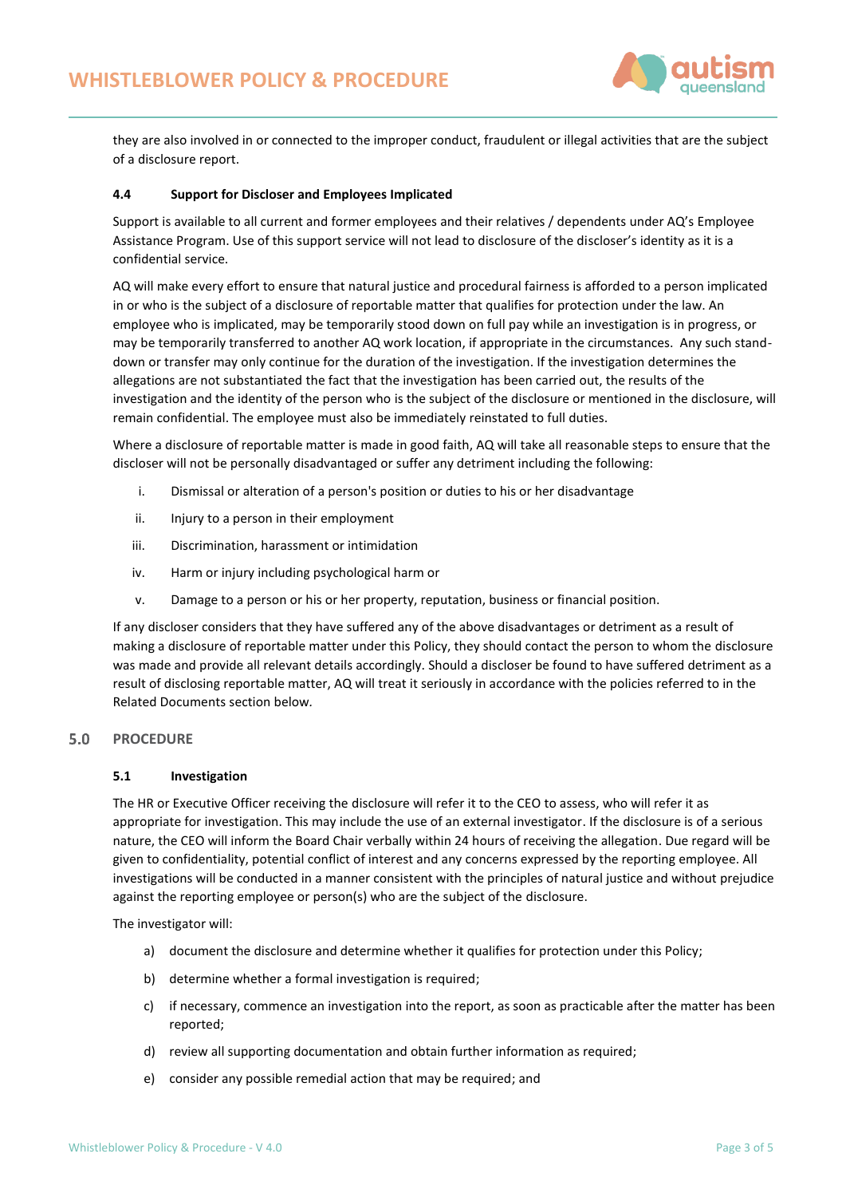they are also involved in or connected to the improper conduct, fraudulent or illegal activities that are the subject of a disclosure report.

### 4.4 Support for Discloser and Employees Implicated

Support is available to all current and former employees and their relatives / dependents under AQ's Employee Assistance Program. Use of this support service will not lead to disclosure of the discloser's identity as it is a confidential service.

AQ will make every effort to ensure that natural justice and procedural fairness is afforded to a person implicated in or who is the subject of a disclosure of reportable matter that qualifies for protection under the law. An employee who is implicated, may be temporarily stood down on full pay while an investigation is in progress, or may be temporarily transferred to another AQ work location, if appropriate in the circumstances. Any such stand-down or transfer may only continue for the duration of the investigation. If the investigation determines the allegations are not substantiated the fact that the investigation has been carried out, the results of the investigation and the identity of the person who is the subject of the disclosure or mentioned in the disclosure, will remain confidential. The employee must also be immediately reinstated to full duties.

Where a disclosure of reportable matter is made in good faith, AQ will take all reasonable steps to ensure that the discloser will not be personally disadvantaged or suffer any detriment including the following:

i. Dismissal or alteration of a person's position or duties to his or her disadvantage

ii. Injury to a person in their employment

iii. Discrimination, harassment or intimidation

iv. Harm or injury including psychological harm or

v. Damage to a person or his or her property, reputation, business or financial position.

If any discloser considers that they have suffered any of the above disadvantages or detriment as a result of making a disclosure of reportable matter under this Policy, they should contact the person to whom the disclosure was made and provide all relevant details accordingly. Should a discloser be found to have suffered detriment as a result of disclosing reportable matter, AQ will treat it seriously in accordance with the policies referred to in the Related Documents section below.

## 5.0 PROCEDURE

### 5.1 Investigation

The HR or Executive Officer receiving the disclosure will refer it to the CEO to assess, who will refer it as appropriate for investigation. This may include the use of an external investigator. If the disclosure is of a serious nature, the CEO will inform the Board Chair verbally within 24 hours of receiving the allegation. Due regard will be given to confidentiality, potential conflict of interest and any concerns expressed by the reporting employee. All investigations will be conducted in a manner consistent with the principles of natural justice and without prejudice against the reporting employee or person(s) who are the subject of the disclosure.

The investigator will:

a) document the disclosure and determine whether it qualifies for protection under this Policy;

b) determine whether a formal investigation is required;

c) if necessary, commence an investigation into the report, as soon as practicable after the matter has been reported;

d) review all supporting documentation and obtain further information as required;

e) consider any possible remedial action that may be required; and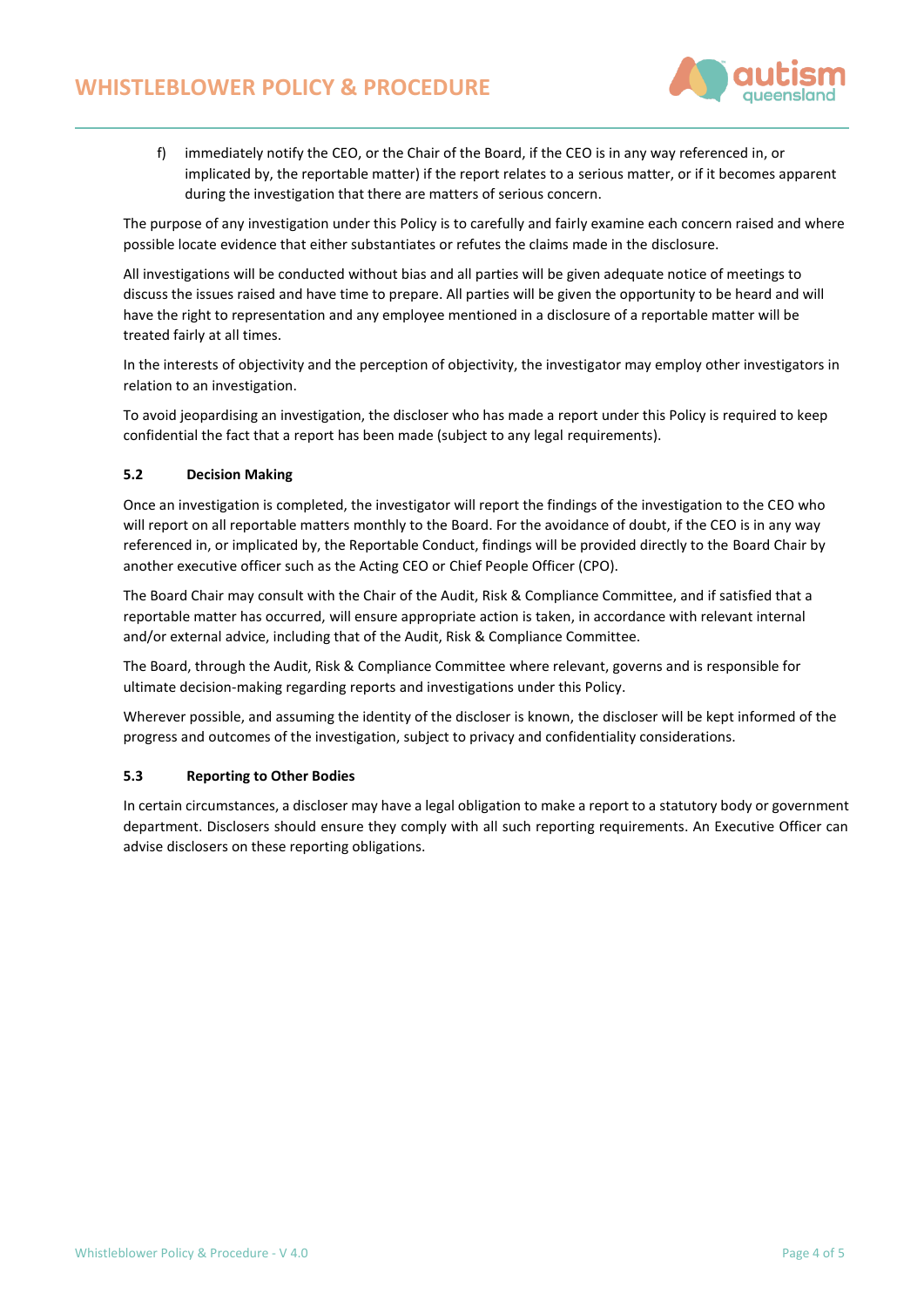f) immediately notify the CEO, or the Chair of the Board, if the CEO is in any way referenced in, or implicated by, the reportable matter) if the report relates to a serious matter, or if it becomes apparent during the investigation that there are matters of serious concern.

The purpose of any investigation under this Policy is to carefully and fairly examine each concern raised and where possible locate evidence that either substantiates or refutes the claims made in the disclosure.

All investigations will be conducted without bias and all parties will be given adequate notice of meetings to discuss the issues raised and have time to prepare. All parties will be given the opportunity to be heard and will have the right to representation and any employee mentioned in a disclosure of a reportable matter will be treated fairly at all times.

In the interests of objectivity and the perception of objectivity, the investigator may employ other investigators in relation to an investigation.

To avoid jeopardising an investigation, the discloser who has made a report under this Policy is required to keep confidential the fact that a report has been made (subject to any legal requirements).

### 5.2 Decision Making

Once an investigation is completed, the investigator will report the findings of the investigation to the CEO who will report on all reportable matters monthly to the Board. For the avoidance of doubt, if the CEO is in any way referenced in, or implicated by, the Reportable Conduct, findings will be provided directly to the Board Chair by another executive officer such as the Acting CEO or Chief People Officer (CPO).

The Board Chair may consult with the Chair of the Audit, Risk & Compliance Committee, and if satisfied that a reportable matter has occurred, will ensure appropriate action is taken, in accordance with relevant internal and/or external advice, including that of the Audit, Risk & Compliance Committee.

The Board, through the Audit, Risk & Compliance Committee where relevant, governs and is responsible for ultimate decision-making regarding reports and investigations under this Policy.

Wherever possible, and assuming the identity of the discloser is known, the discloser will be kept informed of the progress and outcomes of the investigation, subject to privacy and confidentiality considerations.

### 5.3 Reporting to Other Bodies

In certain circumstances, a discloser may have a legal obligation to make a report to a statutory body or government department. Disclosers should ensure they comply with all such reporting requirements. An Executive Officer can advise disclosers on these reporting obligations.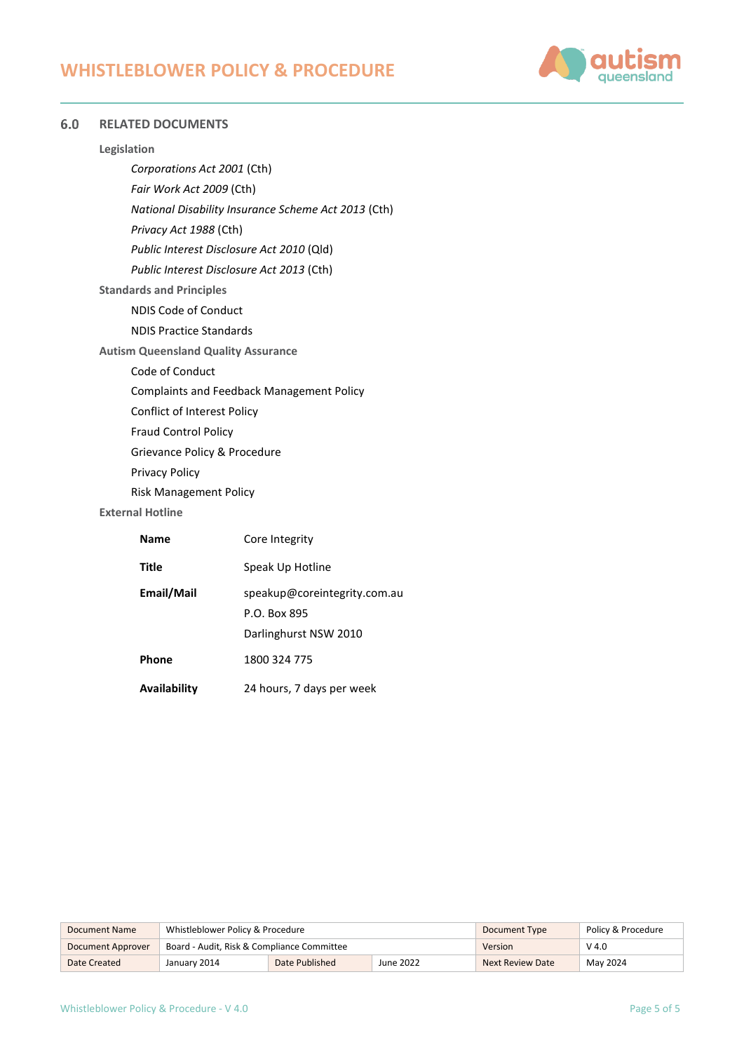## 6.0 RELATED DOCUMENTS

### Legislation

*Corporations Act 2001* (Cth)

*Fair Work Act 2009* (Cth)

*National Disability Insurance Scheme Act 2013* (Cth)

*Privacy Act 1988* (Cth)

*Public Interest Disclosure Act 2010* (Qld)

*Public Interest Disclosure Act 2013* (Cth)

### Standards and Principles

NDIS Code of Conduct

NDIS Practice Standards

### Autism Queensland Quality Assurance

Code of Conduct

Complaints and Feedback Management Policy

Conflict of Interest Policy

Fraud Control Policy

Grievance Policy & Procedure

Privacy Policy

Risk Management Policy

### External Hotline

| | |
|---|---|
| **Name** | Core Integrity |
| **Title** | Speak Up Hotline |
| **Email/Mail** | speakup@coreintegrity.com.au<br>P.O. Box 895<br>Darlinghurst NSW 2010 |
| **Phone** | 1800 324 775 |
| **Availability** | 24 hours, 7 days per week |

| | | | | | |
|---|---|---|---|---|---|
| Document Name | Whistleblower Policy & Procedure | | | Document Type | Policy & Procedure |
| Document Approver | Board - Audit, Risk & Compliance Committee | | | Version | V 4.0 |
| Date Created | January 2014 | Date Published | June 2022 | Next Review Date | May 2024 |